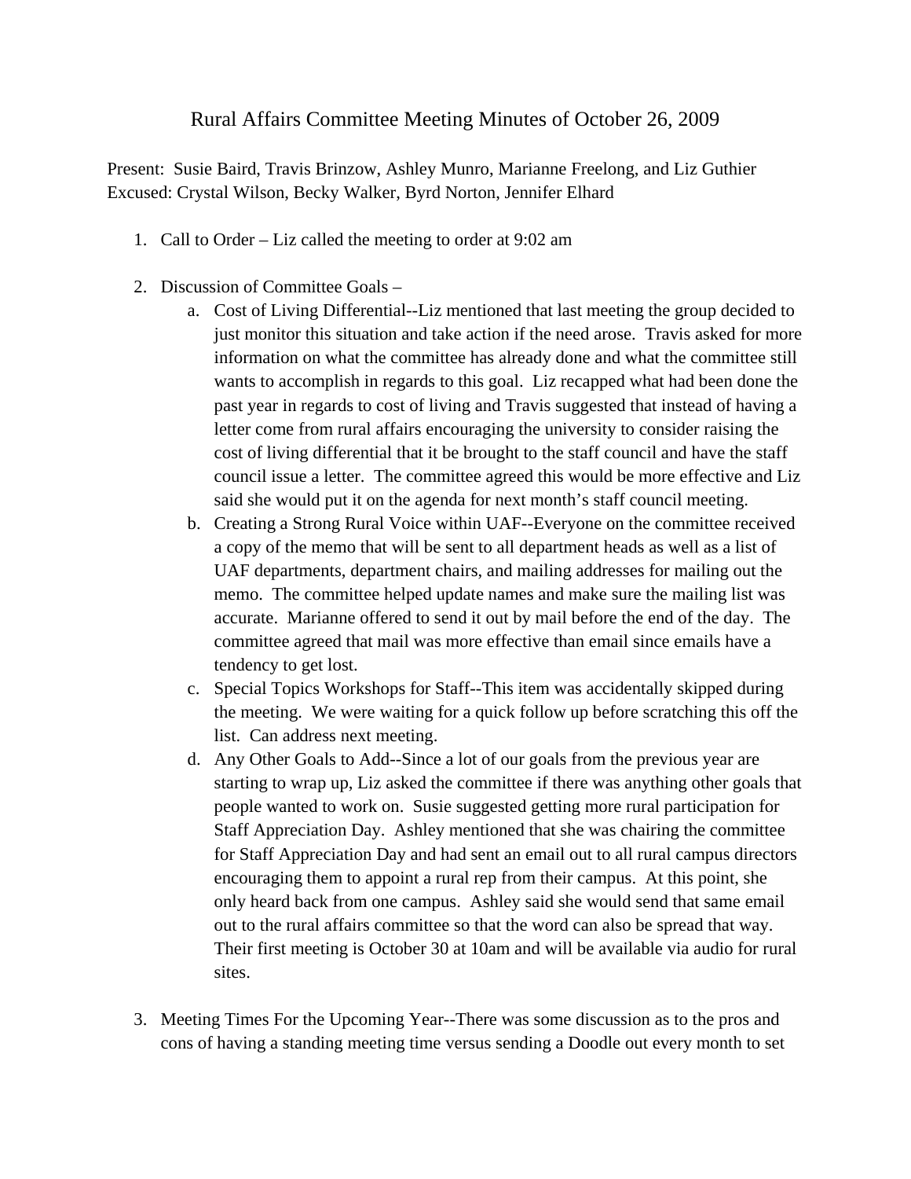# Rural Affairs Committee Meeting Minutes of October 26, 2009

Present: Susie Baird, Travis Brinzow, Ashley Munro, Marianne Freelong, and Liz Guthier
Excused: Crystal Wilson, Becky Walker, Byrd Norton, Jennifer Elhard

1. Call to Order – Liz called the meeting to order at 9:02 am

2. Discussion of Committee Goals –
   a. Cost of Living Differential--Liz mentioned that last meeting the group decided to just monitor this situation and take action if the need arose. Travis asked for more information on what the committee has already done and what the committee still wants to accomplish in regards to this goal. Liz recapped what had been done the past year in regards to cost of living and Travis suggested that instead of having a letter come from rural affairs encouraging the university to consider raising the cost of living differential that it be brought to the staff council and have the staff council issue a letter. The committee agreed this would be more effective and Liz said she would put it on the agenda for next month's staff council meeting.
   b. Creating a Strong Rural Voice within UAF--Everyone on the committee received a copy of the memo that will be sent to all department heads as well as a list of UAF departments, department chairs, and mailing addresses for mailing out the memo. The committee helped update names and make sure the mailing list was accurate. Marianne offered to send it out by mail before the end of the day. The committee agreed that mail was more effective than email since emails have a tendency to get lost.
   c. Special Topics Workshops for Staff--This item was accidentally skipped during the meeting. We were waiting for a quick follow up before scratching this off the list. Can address next meeting.
   d. Any Other Goals to Add--Since a lot of our goals from the previous year are starting to wrap up, Liz asked the committee if there was anything other goals that people wanted to work on. Susie suggested getting more rural participation for Staff Appreciation Day. Ashley mentioned that she was chairing the committee for Staff Appreciation Day and had sent an email out to all rural campus directors encouraging them to appoint a rural rep from their campus. At this point, she only heard back from one campus. Ashley said she would send that same email out to the rural affairs committee so that the word can also be spread that way. Their first meeting is October 30 at 10am and will be available via audio for rural sites.

3. Meeting Times For the Upcoming Year--There was some discussion as to the pros and cons of having a standing meeting time versus sending a Doodle out every month to set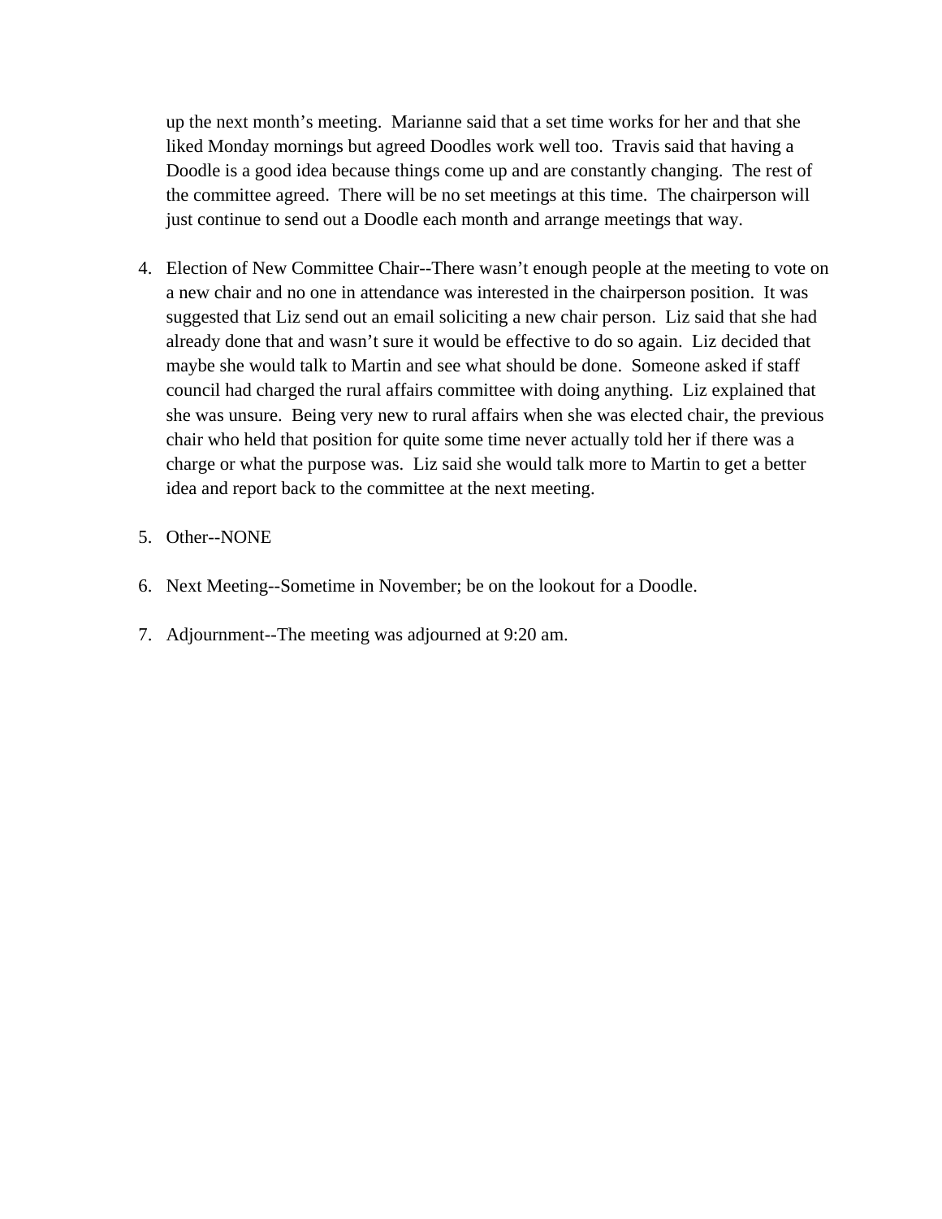up the next month's meeting. Marianne said that a set time works for her and that she liked Monday mornings but agreed Doodles work well too. Travis said that having a Doodle is a good idea because things come up and are constantly changing. The rest of the committee agreed. There will be no set meetings at this time. The chairperson will just continue to send out a Doodle each month and arrange meetings that way.

4. Election of New Committee Chair--There wasn't enough people at the meeting to vote on a new chair and no one in attendance was interested in the chairperson position. It was suggested that Liz send out an email soliciting a new chair person. Liz said that she had already done that and wasn't sure it would be effective to do so again. Liz decided that maybe she would talk to Martin and see what should be done. Someone asked if staff council had charged the rural affairs committee with doing anything. Liz explained that she was unsure. Being very new to rural affairs when she was elected chair, the previous chair who held that position for quite some time never actually told her if there was a charge or what the purpose was. Liz said she would talk more to Martin to get a better idea and report back to the committee at the next meeting.

5. Other--NONE

6. Next Meeting--Sometime in November; be on the lookout for a Doodle.

7. Adjournment--The meeting was adjourned at 9:20 am.